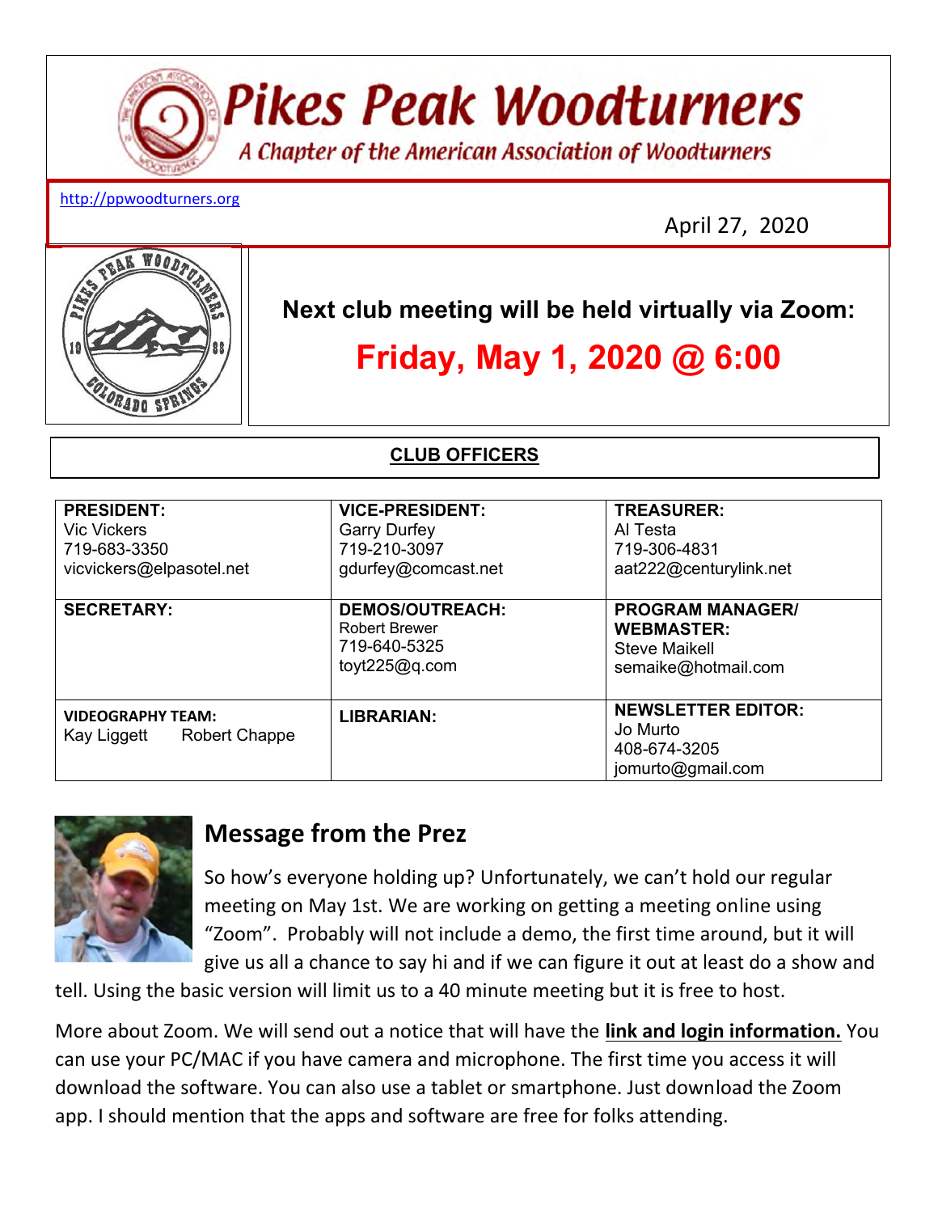# Pikes Peak Woodturners

*A Chapter of the American Association of Woodturners*

http://ppwoodturners.org

April 27, 2020

**Next club meeting will be held virtually via Zoom:**

## Friday, May 1, 2020 @ 6:00

**CLUB OFFICERS**

| | | |
|---|---|---|
| **PRESIDENT:**<br>Vic Vickers<br>719-683-3350<br>vicvickers@elpasotel.net | **VICE-PRESIDENT:**<br>Garry Durfey<br>719-210-3097<br>gdurfey@comcast.net | **TREASURER:**<br>Al Testa<br>719-306-4831<br>aat222@centurylink.net |
| **SECRETARY:** | **DEMOS/OUTREACH:**<br>Robert Brewer<br>719-640-5325<br>toyt225@q.com | **PROGRAM MANAGER/ WEBMASTER:**<br>Steve Maikell<br>semaike@hotmail.com |
| **VIDEOGRAPHY TEAM:**<br>Kay Liggett Robert Chappe | **LIBRARIAN:** | **NEWSLETTER EDITOR:**<br>Jo Murto<br>408-674-3205<br>jomurto@gmail.com |

## Message from the Prez

So how's everyone holding up? Unfortunately, we can't hold our regular meeting on May 1st. We are working on getting a meeting online using "Zoom". Probably will not include a demo, the first time around, but it will give us all a chance to say hi and if we can figure it out at least do a show and tell. Using the basic version will limit us to a 40 minute meeting but it is free to host.

More about Zoom. We will send out a notice that will have the **link and login information.** You can use your PC/MAC if you have camera and microphone. The first time you access it will download the software. You can also use a tablet or smartphone. Just download the Zoom app. I should mention that the apps and software are free for folks attending.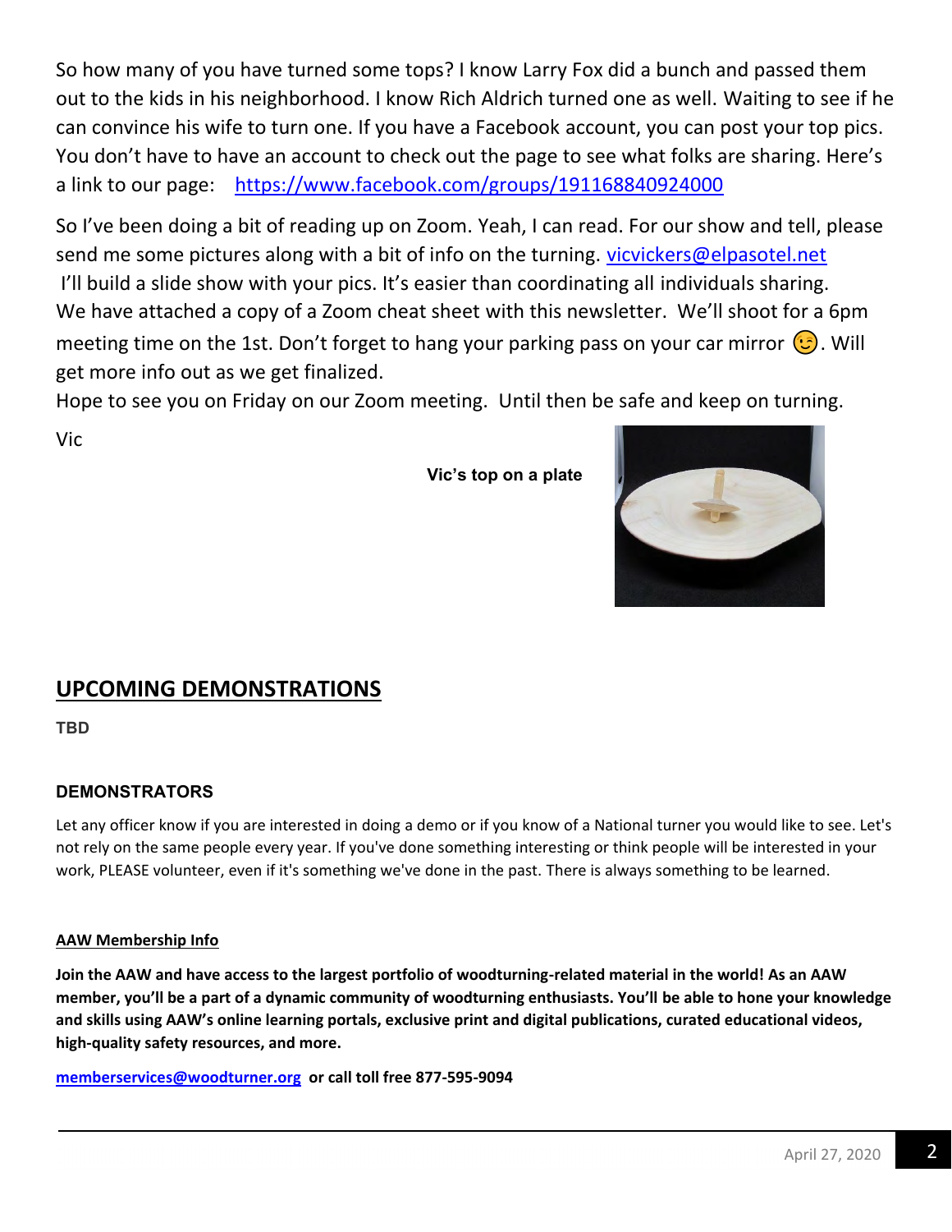So how many of you have turned some tops? I know Larry Fox did a bunch and passed them out to the kids in his neighborhood. I know Rich Aldrich turned one as well. Waiting to see if he can convince his wife to turn one. If you have a Facebook account, you can post your top pics. You don't have to have an account to check out the page to see what folks are sharing. Here's a link to our page: https://www.facebook.com/groups/191168840924000

So I've been doing a bit of reading up on Zoom. Yeah, I can read. For our show and tell, please send me some pictures along with a bit of info on the turning. vicvickers@elpasotel.net I'll build a slide show with your pics. It's easier than coordinating all individuals sharing. We have attached a copy of a Zoom cheat sheet with this newsletter. We'll shoot for a 6pm meeting time on the 1st. Don't forget to hang your parking pass on your car mirror 😉. Will get more info out as we get finalized.

Hope to see you on Friday on our Zoom meeting. Until then be safe and keep on turning.

Vic

**Vic's top on a plate**

## UPCOMING DEMONSTRATIONS

**TBD**

### DEMONSTRATORS

Let any officer know if you are interested in doing a demo or if you know of a National turner you would like to see. Let's not rely on the same people every year. If you've done something interesting or think people will be interested in your work, PLEASE volunteer, even if it's something we've done in the past. There is always something to be learned.

#### AAW Membership Info

**Join the AAW and have access to the largest portfolio of woodturning-related material in the world! As an AAW member, you'll be a part of a dynamic community of woodturning enthusiasts. You'll be able to hone your knowledge and skills using AAW's online learning portals, exclusive print and digital publications, curated educational videos, high-quality safety resources, and more.**

**memberservices@woodturner.org or call toll free 877-595-9094**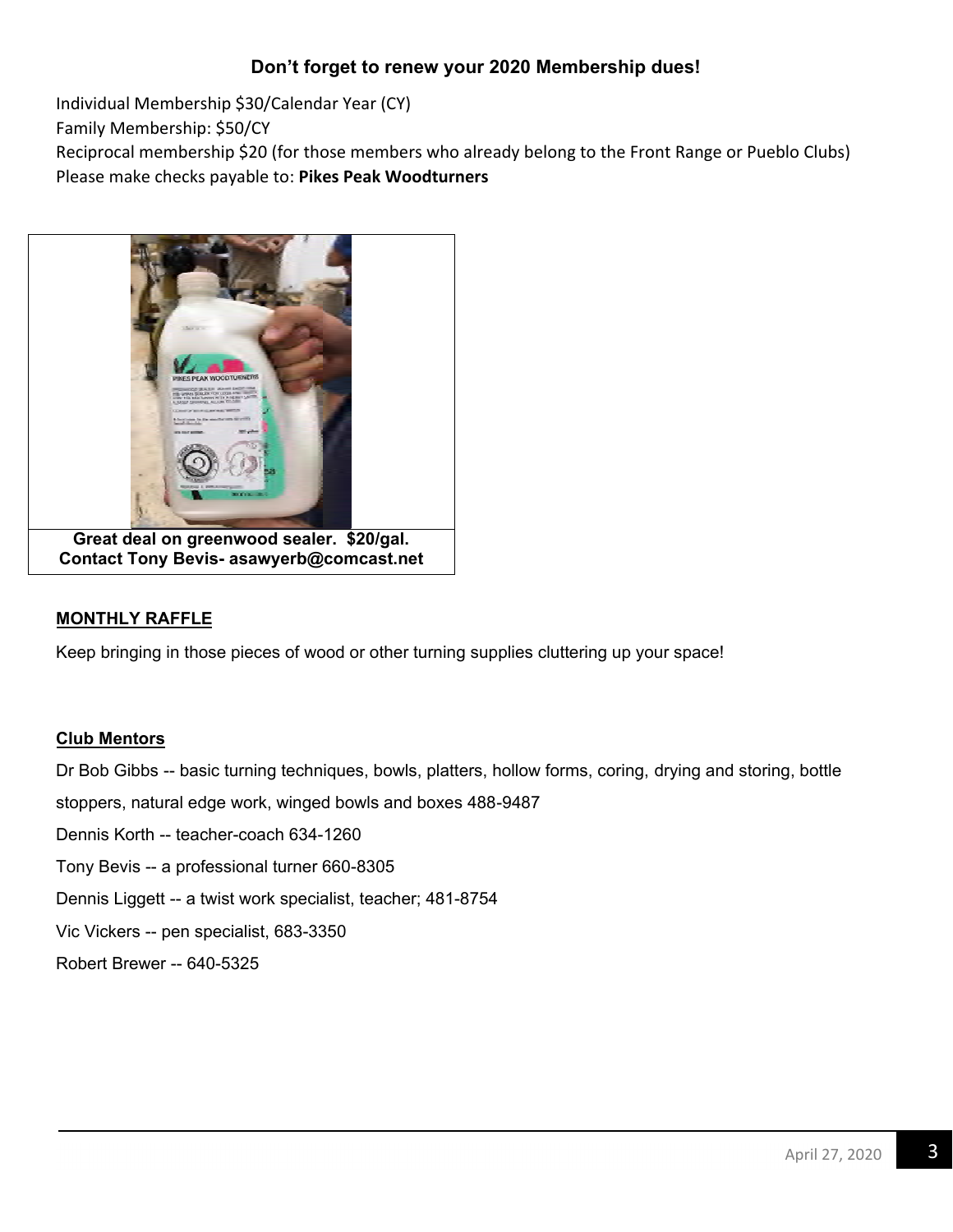### Don't forget to renew your 2020 Membership dues!

Individual Membership $30/Calendar Year (CY)
Family Membership: $50/CY
Reciprocal membership $20 (for those members who already belong to the Front Range or Pueblo Clubs)
Please make checks payable to: **Pikes Peak Woodturners**

**Great deal on greenwood sealer. $20/gal.**
**Contact Tony Bevis- asawyerb@comcast.net**

**MONTHLY RAFFLE**

Keep bringing in those pieces of wood or other turning supplies cluttering up your space!

**Club Mentors**

Dr Bob Gibbs -- basic turning techniques, bowls, platters, hollow forms, coring, drying and storing, bottle stoppers, natural edge work, winged bowls and boxes 488-9487

Dennis Korth -- teacher-coach 634-1260

Tony Bevis -- a professional turner 660-8305

Dennis Liggett -- a twist work specialist, teacher; 481-8754

Vic Vickers -- pen specialist, 683-3350

Robert Brewer -- 640-5325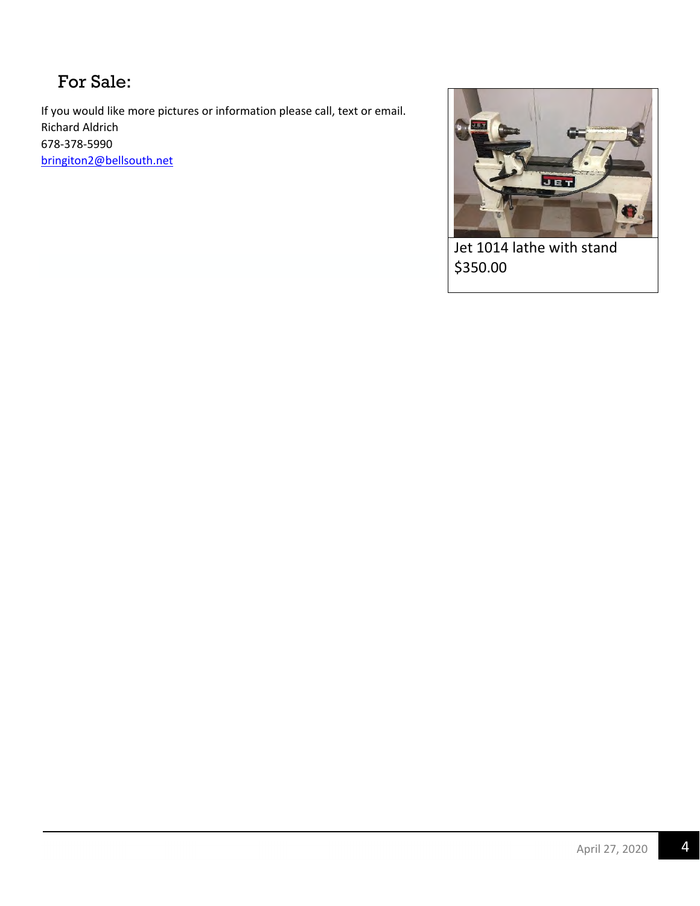## For Sale:

If you would like more pictures or information please call, text or email.
Richard Aldrich
678-378-5990
bringiton2@bellsouth.net

Jet 1014 lathe with stand
$350.00